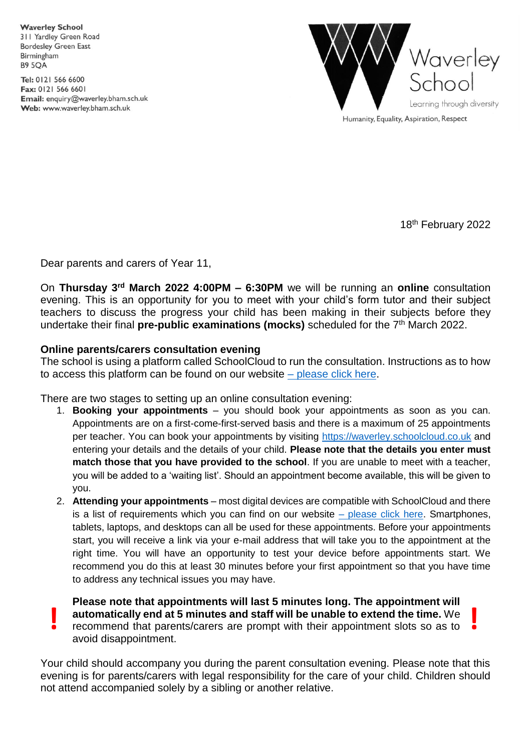**Waverley School**
311 Yardley Green Road
Bordesley Green East
Birmingham
B9 5QA

**Tel:** 0121 566 6600
**Fax:** 0121 566 6601
**Email:** enquiry@waverley.bham.sch.uk
**Web:** www.waverley.bham.sch.uk

Waverley School
Learning through diversity
Humanity, Equality, Aspiration, Respect

18th February 2022

Dear parents and carers of Year 11,

On **Thursday 3rd March 2022 4:00PM – 6:30PM** we will be running an **online** consultation evening. This is an opportunity for you to meet with your child's form tutor and their subject teachers to discuss the progress your child has been making in their subjects before they undertake their final **pre-public examinations (mocks)** scheduled for the 7th March 2022.

**Online parents/carers consultation evening**
The school is using a platform called SchoolCloud to run the consultation. Instructions as to how to access this platform can be found on our website – please click here.

There are two stages to setting up an online consultation evening:

1. **Booking your appointments** – you should book your appointments as soon as you can. Appointments are on a first-come-first-served basis and there is a maximum of 25 appointments per teacher. You can book your appointments by visiting https://waverley.schoolcloud.co.uk and entering your details and the details of your child. **Please note that the details you enter must match those that you have provided to the school**. If you are unable to meet with a teacher, you will be added to a 'waiting list'. Should an appointment become available, this will be given to you.
2. **Attending your appointments** – most digital devices are compatible with SchoolCloud and there is a list of requirements which you can find on our website – please click here. Smartphones, tablets, laptops, and desktops can all be used for these appointments. Before your appointments start, you will receive a link via your e-mail address that will take you to the appointment at the right time. You will have an opportunity to test your device before appointments start. We recommend you do this at least 30 minutes before your first appointment so that you have time to address any technical issues you may have.

**!** **Please note that appointments will last 5 minutes long. The appointment will automatically end at 5 minutes and staff will be unable to extend the time.** We recommend that parents/carers are prompt with their appointment slots so as to avoid disappointment. **!**

Your child should accompany you during the parent consultation evening. Please note that this evening is for parents/carers with legal responsibility for the care of your child. Children should not attend accompanied solely by a sibling or another relative.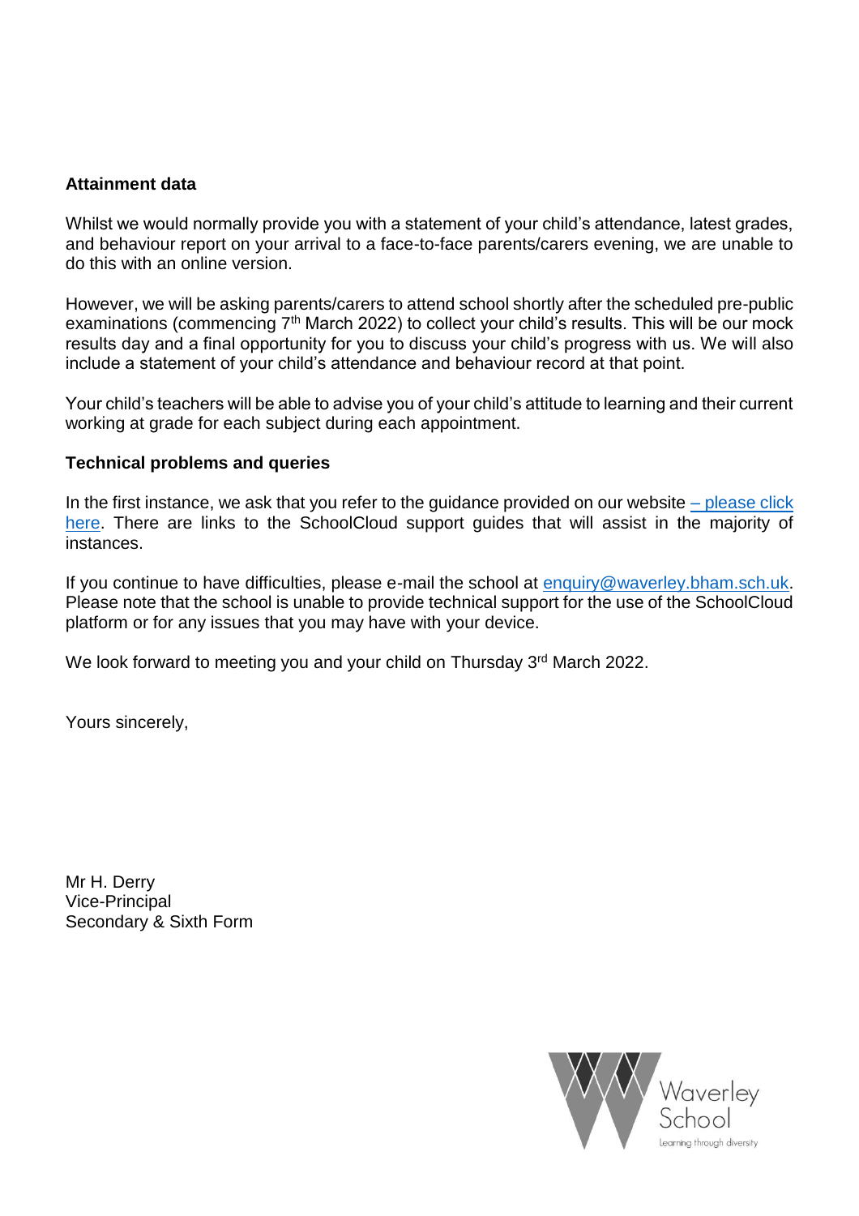**Attainment data**

Whilst we would normally provide you with a statement of your child's attendance, latest grades, and behaviour report on your arrival to a face-to-face parents/carers evening, we are unable to do this with an online version.

However, we will be asking parents/carers to attend school shortly after the scheduled pre-public examinations (commencing 7th March 2022) to collect your child's results. This will be our mock results day and a final opportunity for you to discuss your child's progress with us. We will also include a statement of your child's attendance and behaviour record at that point.

Your child's teachers will be able to advise you of your child's attitude to learning and their current working at grade for each subject during each appointment.

**Technical problems and queries**

In the first instance, we ask that you refer to the guidance provided on our website – please click here. There are links to the SchoolCloud support guides that will assist in the majority of instances.

If you continue to have difficulties, please e-mail the school at enquiry@waverley.bham.sch.uk. Please note that the school is unable to provide technical support for the use of the SchoolCloud platform or for any issues that you may have with your device.

We look forward to meeting you and your child on Thursday 3rd March 2022.

Yours sincerely,

Mr H. Derry
Vice-Principal
Secondary & Sixth Form

Waverley School
Learning through diversity